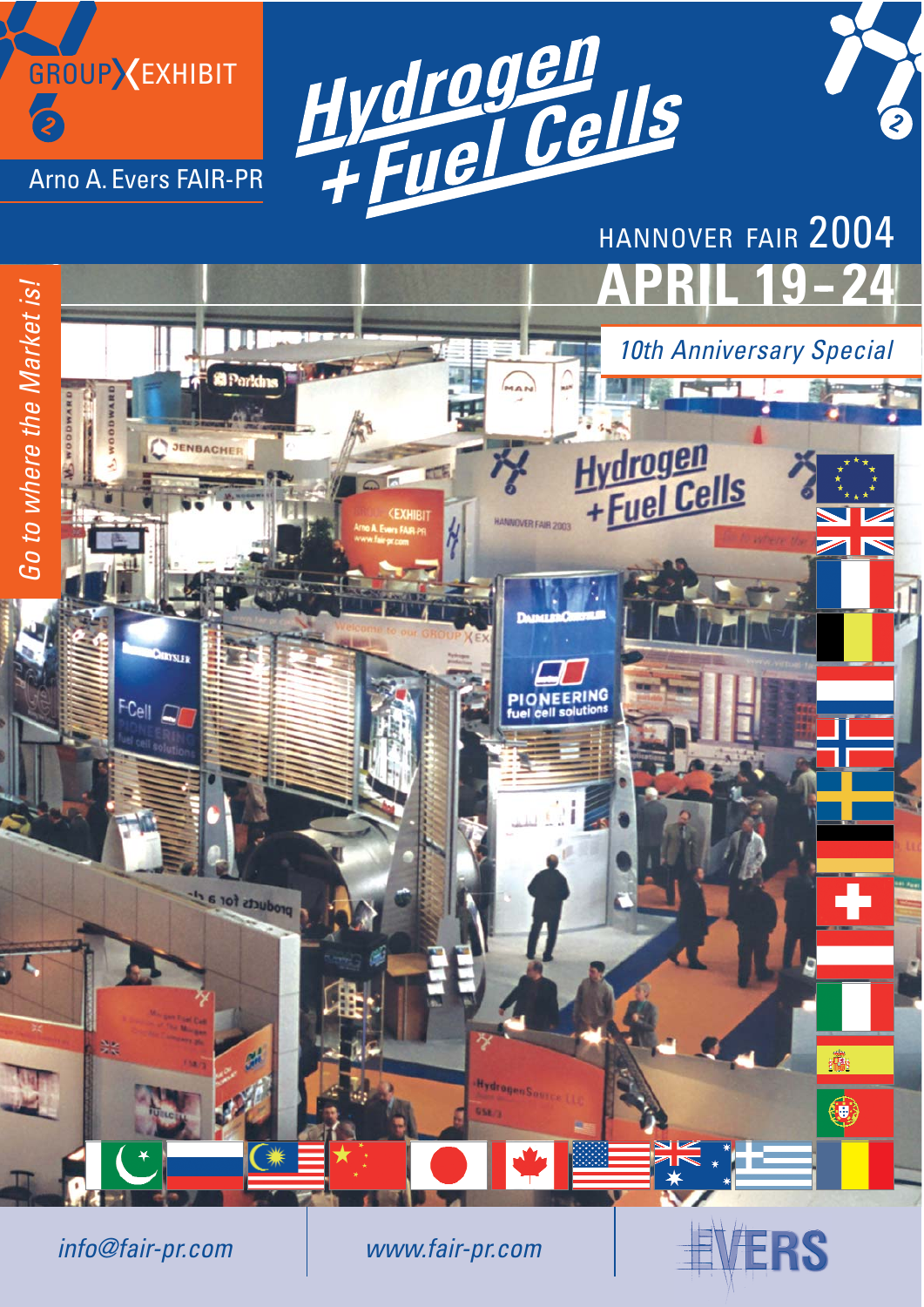GROUP EXHIBIT

Arno A. Evers FAIR-PR

# Hydrogen + Fuel Cells

HANNOVER FAIR 2004

## APRIL 19 – 24

*10th Anniversary Special*

*Go to where the Market is!*

*info@fair-pr.com*

*www.fair-pr.com*

EVERS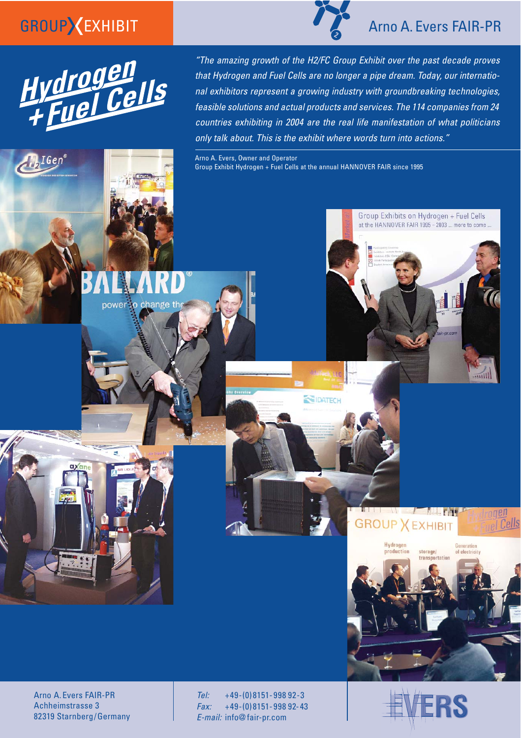GROUP X EXHIBIT

Arno A. Evers FAIR-PR

# Hydrogen + Fuel Cells

*"The amazing growth of the H2/FC Group Exhibit over the past decade proves that Hydrogen and Fuel Cells are no longer a pipe dream. Today, our international exhibitors represent a growing industry with groundbreaking technologies, feasible solutions and actual products and services. The 114 companies from 24 countries exhibiting in 2004 are the real life manifestation of what politicians only talk about. This is the exhibit where words turn into actions."*

Arno A. Evers, Owner and Operator
Group Exhibit Hydrogen + Fuel Cells at the annual HANNOVER FAIR since 1995

Arno A. Evers FAIR-PR
Achheimstrasse 3
82319 Starnberg/Germany

*Tel:* +49-(0)8151-998 92-3
*Fax:* +49-(0)8151-998 92-43
*E-mail:* info@fair-pr.com

EVERS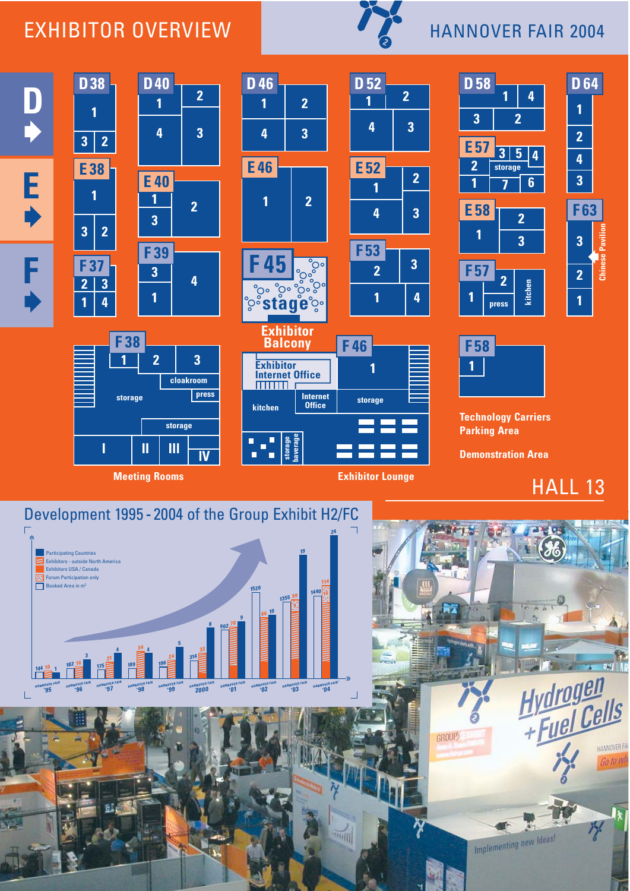# EXHIBITOR OVERVIEW

## HANNOVER FAIR 2004

D38, D40, D46, D52, D58, D64

E38, E40, E46, E52, E57, E58

F37, F39, F45, F53, F57, F63

F45 stage

Exhibitor Balcony

F38

F46

F58

cloakroom

press

storage

Exhibitor Internet Office

Internet Office

kitchen

storage beverage

Chinese Pavilion

Meeting Rooms

Exhibitor Lounge

Technology Carriers Parking Area

Demonstration Area

## HALL 13

## Development 1995 - 2004 of the Group Exhibit H2/FC

- Participating Countries
- Exhibitors - outside North America
- Exhibitors USA / Canada
- Forum Participation only
- Booked Area in m²

| Year | Booked Area in m² | Exhibitors - outside North America | Exhibitors USA / Canada | Participating Countries |
|---|---|---|---|---|
| '95 | 144 | 10 | | 1 |
| '96 | 182 | 16 | | 3 |
| '97 | 175 | 21 | | 4 |
| '98 | 189 | 34 | | 4 |
| '99 | 196 | 24 | | 5 |
| 2000 | 314 | 33 | | 8 |
| '01 | 902 | 70 | | 9 |
| '02 | 1520 | 86 | | 10 |
| '03 | 1355 | 99 | | 19 |
| '04 | 1440 | 114 | 14 | 24 |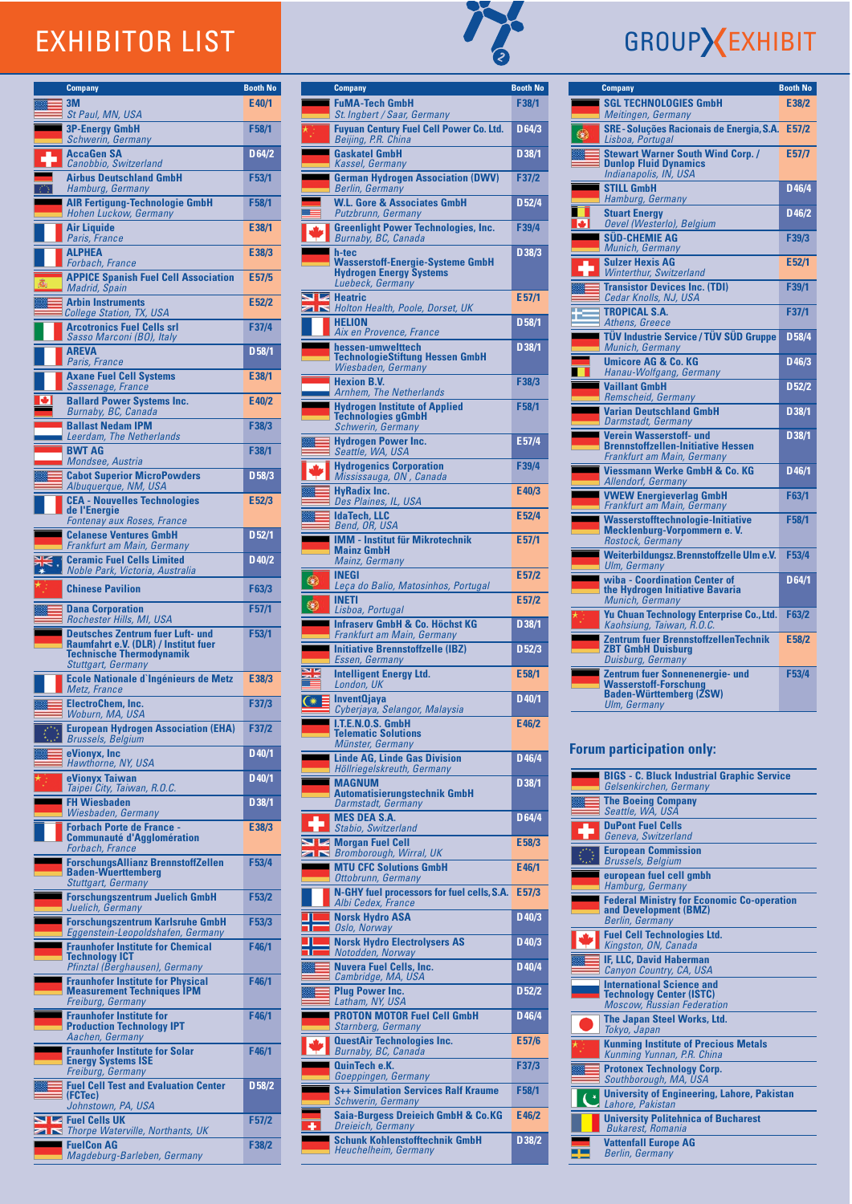# EXHIBITOR LIST

GROUP EXHIBIT

| Company | Booth No |
|---|---|
| **3M** *St Paul, MN, USA* | E40/1 |
| **3P-Energy GmbH** *Schwerin, Germany* | F58/1 |
| **AccaGen SA** *Canobbio, Switzerland* | D64/2 |
| **Airbus Deutschland GmbH** *Hamburg, Germany* | F53/1 |
| **AIR Fertigung-Technologie GmbH** *Hohen Luckow, Germany* | F58/1 |
| **Air Liquide** *Paris, France* | E38/1 |
| **ALPHEA** *Forbach, France* | E38/3 |
| **APPICE Spanish Fuel Cell Association** *Madrid, Spain* | E57/5 |
| **Arbin Instruments** *College Station, TX, USA* | E52/2 |
| **Arcotronics Fuel Cells srl** *Sasso Marconi (BO), Italy* | F37/4 |
| **AREVA** *Paris, France* | D58/1 |
| **Axane Fuel Cell Systems** *Sassenage, France* | E38/1 |
| **Ballard Power Systems Inc.** *Burnaby, BC, Canada* | E40/2 |
| **Ballast Nedam IPM** *Leerdam, The Netherlands* | F38/3 |
| **BWT AG** *Mondsee, Austria* | F38/1 |
| **Cabot Superior MicroPowders** *Albuquerque, NM, USA* | D58/3 |
| **CEA - Nouvelles Technologies de l'Energie** *Fontenay aux Roses, France* | E52/3 |
| **Celanese Ventures GmbH** *Frankfurt am Main, Germany* | D52/1 |
| **Ceramic Fuel Cells Limited** *Noble Park, Victoria, Australia* | D40/2 |
| **Chinese Pavilion** | F63/3 |
| **Dana Corporation** *Rochester Hills, MI, USA* | F57/1 |
| **Deutsches Zentrum fuer Luft- und Raumfahrt e.V. (DLR) / Institut fuer Technische Thermodynamik** *Stuttgart, Germany* | F53/1 |
| **Ecole Nationale d'Ingénieurs de Metz** *Metz, France* | E38/3 |
| **ElectroChem, Inc.** *Woburn, MA, USA* | F37/3 |
| **European Hydrogen Association (EHA)** *Brussels, Belgium* | F37/2 |
| **eVionyx, Inc** *Hawthorne, NY, USA* | D40/1 |
| **eVionyx Taiwan** *Taipei City, Taiwan, R.O.C.* | D40/1 |
| **FH Wiesbaden** *Wiesbaden, Germany* | D38/1 |
| **Forbach Porte de France - Communauté d'Agglomération** *Forbach, France* | E38/3 |
| **ForschungsAllianz BrennstoffZellen Baden-Wuerttemberg** *Stuttgart, Germany* | F53/4 |
| **Forschungszentrum Juelich GmbH** *Juelich, Germany* | F53/2 |
| **Forschungszentrum Karlsruhe GmbH** *Eggenstein-Leopoldshafen, Germany* | F53/3 |
| **Fraunhofer Institute for Chemical Technology ICT** *Pfinztal (Berghausen), Germany* | F46/1 |
| **Fraunhofer Institute for Physical Measurement Techniques IPM** *Freiburg, Germany* | F46/1 |
| **Fraunhofer Institute for Production Technology IPT** *Aachen, Germany* | F46/1 |
| **Fraunhofer Institute for Solar Energy Systems ISE** *Freiburg, Germany* | F46/1 |
| **Fuel Cell Test and Evaluation Center (FCTec)** *Johnstown, PA, USA* | D58/2 |
| **Fuel Cells UK** *Thorpe Waterville, Northants, UK* | F57/2 |
| **FuelCon AG** *Magdeburg-Barleben, Germany* | F38/2 |
| **FuMA-Tech GmbH** *St. Ingbert / Saar, Germany* | F38/1 |
| **Fuyuan Century Fuel Cell Power Co. Ltd.** *Beijing, P.R. China* | D64/3 |
| **Gaskatel GmbH** *Kassel, Germany* | D38/1 |
| **German Hydrogen Association (DWV)** *Berlin, Germany* | F37/2 |
| **W.L. Gore & Associates GmbH** *Putzbrunn, Germany* | D52/4 |
| **Greenlight Power Technologies, Inc.** *Burnaby, BC, Canada* | F39/4 |
| **h-tec Wasserstoff-Energie-Systeme GmbH Hydrogen Energy Systems** *Luebeck, Germany* | D38/3 |
| **Heatric** *Holton Health, Poole, Dorset, UK* | E57/1 |
| **HELION** *Aix en Provence, France* | D58/1 |
| **hessen-umwelttech TechnologieStiftung Hessen GmbH** *Wiesbaden, Germany* | D38/1 |
| **Hexion B.V.** *Arnhem, The Netherlands* | F38/3 |
| **Hydrogen Institute of Applied Technologies gGmbH** *Schwerin, Germany* | F58/1 |
| **Hydrogen Power Inc.** *Seattle, WA, USA* | E57/4 |
| **Hydrogenics Corporation** *Mississauga, ON, Canada* | F39/4 |
| **HyRadix Inc.** *Des Plaines, IL, USA* | E40/3 |
| **IdaTech, LLC** *Bend, OR, USA* | E52/4 |
| **IMM - Institut für Mikrotechnik Mainz GmbH** *Mainz, Germany* | E57/1 |
| **INEGI** *Leça do Balio, Matosinhos, Portugal* | E57/2 |
| **INETI** *Lisboa, Portugal* | E57/2 |
| **Infraserv GmbH & Co. Höchst KG** *Frankfurt am Main, Germany* | D38/1 |
| **Initiative Brennstoffzelle (IBZ)** *Essen, Germany* | D52/3 |
| **Intelligent Energy Ltd.** *London, UK* | E58/1 |
| **InventQjaya** *Cyberjaya, Selangor, Malaysia* | D40/1 |
| **I.T.E.N.O.S. GmbH Telematic Solutions** *Münster, Germany* | E46/2 |
| **Linde AG, Linde Gas Division** *Höllriegelskreuth, Germany* | D46/4 |
| **MAGNUM Automatisierungstechnik GmbH** *Darmstadt, Germany* | D38/1 |
| **MES DEA S.A.** *Stabio, Switzerland* | D64/4 |
| **Morgan Fuel Cell** *Bromborough, Wirral, UK* | E58/3 |
| **MTU CFC Solutions GmbH** *Ottobrunn, Germany* | E46/1 |
| **N-GHY fuel processors for fuel cells, S.A.** *Albi Cedex, France* | E57/3 |
| **Norsk Hydro ASA** *Oslo, Norway* | D40/3 |
| **Norsk Hydro Electrolysers AS** *Notodden, Norway* | D40/3 |
| **Nuvera Fuel Cells, Inc.** *Cambridge, MA, USA* | D40/4 |
| **Plug Power Inc.** *Latham, NY, USA* | D52/4 |
| **PROTON MOTOR Fuel Cell GmbH** *Starnberg, Germany* | D46/4 |
| **QuestAir Technologies Inc.** *Burnaby, BC, Canada* | E57/6 |
| **QuinTech e.K.** *Goeppingen, Germany* | F37/3 |
| **S++ Simulation Services Ralf Kraume** *Schwerin, Germany* | F58/1 |
| **Saia-Burgess Dreieich GmbH & Co.KG** *Dreieich, Germany* | E46/2 |
| **Schunk Kohlenstofftechnik GmbH** *Heuchelheim, Germany* | D38/2 |
| **SGL TECHNOLOGIES GmbH** *Meitingen, Germany* | E38/2 |
| **SRE - Soluções Racionais de Energia, S.A.** *Lisboa, Portugal* | E57/2 |
| **Stewart Warner South Wind Corp. / Dunlop Fluid Dynamics** *Indianapolis, IN, USA* | E57/7 |
| **STILL GmbH** *Hamburg, Germany* | D46/4 |
| **Stuart Energy** *Oevel (Westerlo), Belgium* | D46/2 |
| **SÜD-CHEMIE AG** *Munich, Germany* | F39/3 |
| **Sulzer Hexis AG** *Winterthur, Switzerland* | E52/1 |
| **Transistor Devices Inc. (TDI)** *Cedar Knolls, NJ, USA* | F39/1 |
| **TROPICAL S.A.** *Athens, Greece* | F37/1 |
| **TÜV Industrie Service / TÜV SÜD Gruppe** *Munich, Germany* | D58/4 |
| **Umicore AG & Co. KG** *Hanau-Wolfgang, Germany* | D46/3 |
| **Vaillant GmbH** *Remscheid, Germany* | D52/2 |
| **Varian Deutschland GmbH** *Darmstadt, Germany* | D38/1 |
| **Verein Wasserstoff- und Brennstoffzellen-Initiative Hessen** *Frankfurt am Main, Germany* | D38/1 |
| **Viessmann Werke GmbH & Co. KG** *Allendorf, Germany* | D46/1 |
| **VWEW Energieverlag GmbH** *Frankfurt am Main, Germany* | F63/1 |
| **Wasserstofftechnologie-Initiative Mecklenburg-Vorpommern e. V.** *Rostock, Germany* | F58/1 |
| **Weiterbildungsverbund. Brennstoffzelle Ulm e.V.** *Ulm, Germany* | F53/4 |
| **wiba - Coordination Center of the Hydrogen Initiative Bavaria** *Munich, Germany* | D64/1 |
| **Yu Chuan Technology Enterprise Co., Ltd.** *Kaohsiung, Taiwan, R.O.C.* | F63/2 |
| **Zentrum fuer BrennstoffzellenTechnik ZBT GmbH Duisburg** *Duisburg, Germany* | E58/2 |
| **Zentrum fuer Sonnenenergie- und Wasserstoff-Forschung Baden-Württemberg (ZSW)** *Ulm, Germany* | F53/4 |

## Forum participation only:

- **BIGS - C. Bluck Industrial Graphic Service** *Gelsenkirchen, Germany*
- **The Boeing Company** *Seattle, WA, USA*
- **DuPont Fuel Cells** *Geneva, Switzerland*
- **European Commission** *Brussels, Belgium*
- **european fuel cell gmbh** *Hamburg, Germany*
- **Federal Ministry for Economic Co-operation and Development (BMZ)** *Berlin, Germany*
- **Fuel Cell Technologies Ltd.** *Kingston, ON, Canada*
- **IF, LLC, David Haberman** *Canyon Country, CA, USA*
- **International Science and Technology Center (ISTC)** *Moscow, Russian Federation*
- **The Japan Steel Works, Ltd.** *Tokyo, Japan*
- **Kunming Institute of Precious Metals** *Kunming Yunnan, P.R. China*
- **Protonex Technology Corp.** *Southborough, MA, USA*
- **University of Engineering, Lahore, Pakistan** *Lahore, Pakistan*
- **University Politehnica of Bucharest** *Bukarest, Romania*
- **Vattenfall Europe AG** *Berlin, Germany*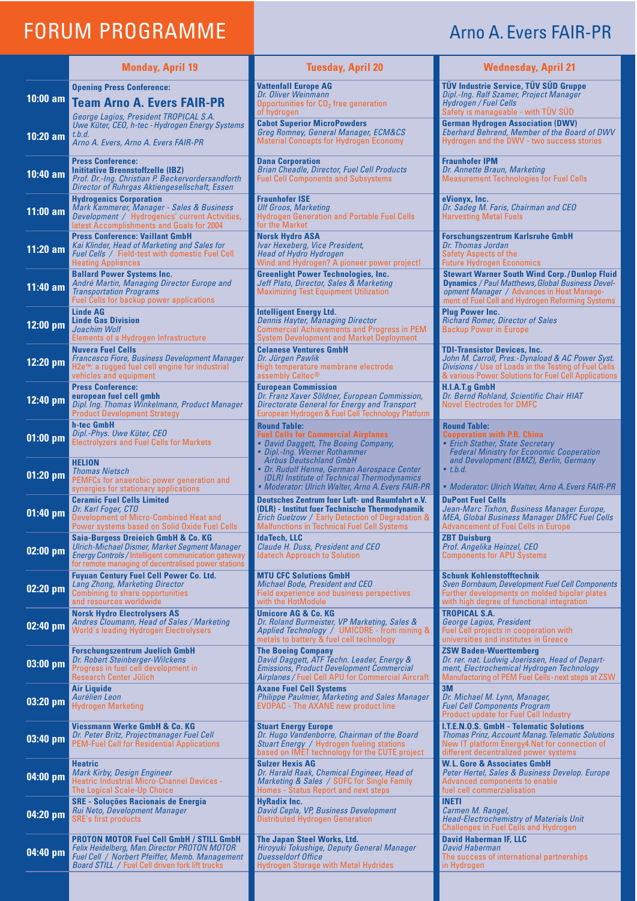# FORUM PROGRAMME

## Arno A. Evers FAIR-PR

| | Monday, April 19 | Tuesday, April 20 | Wednesday, April 21 |
|---|---|---|---|
| 10:00 am | **Opening Press Conference:** **Team Arno A. Evers FAIR-PR** *George Lagios, President TROPICAL S.A.* *Uwe Küter, CEO, h-tec - Hydrogen Energy Systems* | **Vattenfall Europe AG** *Dr. Oliver Weinmann* Opportunities for $CO_2$ free generation of hydrogen | **TÜV Industrie Service, TÜV SÜD Gruppe** *Dipl.-Ing. Ralf Szamer, Project Manager Hydrogen / Fuel Cells* Safety is manageable - with TÜV SÜD |
| 10:20 am | *t.b.d.* *Arno A. Evers, Arno A. Evers FAIR-PR* | **Cabot Superior MicroPowders** *Greg Romney, General Manager, ECM&CS* Material Concepts for Hydrogen Economy | **German Hydrogen Association (DWV)** *Eberhard Behrend, Member of the Board of DWV* Hydrogen and the DWV - two success stories |
| 10:40 am | **Press Conference:** **Inititative Brennstoffzelle (IBZ)** *Prof. Dr.-Ing. Christian P. Beckervordersandforth Director of Ruhrgas Aktiengesellschaft, Essen* | **Dana Corporation** *Brian Cheadle, Director, Fuel Cell Products* Fuel Cell Components and Subsystems | **Fraunhofer IPM** *Dr. Annette Braun, Marketing* Measurement Technologies for Fuel Cells |
| 11:00 am | **Hydrogenics Corporation** *Mark Kammerer, Manager - Sales & Business Development* / Hydrogenics' current Activities, latest Accomplishments and Goals for 2004 | **Fraunhofer ISE** *Ulf Groos, Marketing* Hydrogen Generation and Portable Fuel Cells for the Market | **eVionyx, Inc.** *Dr. Sadeg M. Faris, Chairman and CEO* Harvesting Metal Fuels |
| 11:20 am | **Press Conference: Vaillant GmbH** *Kai Klinder, Head of Marketing and Sales for Fuel Cells* / Field-test with domestic Fuel Cell Heating Appliances | **Norsk Hydro ASA** *Ivar Hexeberg, Vice President, Head of Hydro Hydrogen* Wind and Hydrogen? A pioneer power project! | **Forschungszentrum Karlsruhe GmbH** *Dr. Thomas Jordan* Safety Aspects of the Future Hydrogen Economics |
| 11:40 am | **Ballard Power Systems Inc.** *André Martin, Managing Director Europe and Transportation Programs* Fuel Cells for backup power applications | **Greenlight Power Technologies, Inc.** *Jeff Plato, Director, Sales & Marketing* Maximizing Test Equipment Utilization | **Stewart Warner South Wind Corp./Dunlop Fluid Dynamics** / *Paul Matthews, Global Business Development Manager* / Advances in Heat Management of Fuel Cell and Hydrogen Reforming Systems |
| 12:00 pm | **Linde AG** **Linde Gas Division** *Joachim Wolf* Elements of a Hydrogen Infrastructure | **Intelligent Energy Ltd.** *Dennis Hayter, Managing Director* Commercial Achievements and Progress in PEM System Development and Market Deployment | **Plug Power Inc.** *Richard Romer, Director of Sales* Backup Power in Europe |
| 12:20 pm | **Nuvera Fuel Cells** *Francesco Fiore, Business Development Manager* H2e™: a rugged fuel cell engine for industrial vehicles and equipment | **Celanese Ventures GmbH** *Dr. Jürgen Pawlik* High temperature membrane electrode assembly Celtec® | **TDI-Transistor Devices, Inc.** *John M. Carroll, Pres.-Dynaload & AC Power Syst. Divisions* / Use of Loads in the Testing of Fuel Cells & various Power Solutions for Fuel Cell Applications |
| 12:40 pm | **Press Conference:** **european fuel cell gmbh** *Dipl. Ing. Thomas Winkelmann, Product Manager* Product Development Strategy | **European Commission** *Dr. Franz Xaver Söldner, European Commission, Directorate General for Energy and Transport* European Hydrogen & Fuel Cell Technology Platform | **H.I.A.T.g GmbH** *Dr. Bernd Rohland, Scientific Chair HIAT* Novel Electrodes for DMFC |
| 01:00 pm | **h-tec GmbH** *Dipl.-Phys. Uwe Küter, CEO* Electrolyzers and Fuel Cells for Markets | **Round Table:** **Fuel Cells for Commercial Airplanes** • *David Daggett, The Boeing Company,* • *Dipl.-Ing. Werner Rothammer Airbus Deutschland GmbH* • *Dr. Rudolf Henne, German Aerospace Center (DLR) Institute of Technical Thermodynamics* • *Moderator: Ulrich Walter, Arno A. Evers FAIR-PR* | **Round Table:** **Cooperation with P.R. China** • *Erich Stather, State Secretary Federal Ministry for Economic Cooperation and Development (BMZ), Berlin, Germany* • *t.b.d.* • *Moderator: Ulrich Walter, Arno A. Evers FAIR-PR* |
| 01:20 pm | **HELION** *Thomas Nietsch* PEMFCs for anaerobic power generation and synergies for stationary applications | | |
| 01:40 pm | **Ceramic Fuel Cells Limited** *Dr. Karl Foger, CTO* Development of Micro-Combined Heat and Power systems based on Solid Oxide Fuel Cells | **Deutsches Zentrum fuer Luft- und Raumfahrt e.V. (DLR) - Institut fuer Technische Thermodynamik** *Erich Guelzow* / Early Detection of Degradation & Malfunctions in Technical Fuel Cell Systems | **DuPont Fuel Cells** *Jean-Marc Tixhon, Business Manager Europe, MEA, Global Business Manager DMFC Fuel Cells* Advancement of Fuel Cells in Europe |
| 02:00 pm | **Saia-Burgess Dreieich GmbH & Co. KG** *Ulrich-Michael Dismer, Market Segment Manager Energy Controls* / Intelligent communication gateway for remote managing of decentralised power stations | **IdaTech, LLC** *Claude H. Duss, President and CEO* Idatech Approach to Solution | **ZBT Duisburg** *Prof. Angelika Heinzel, CEO* Components for APU Systems |
| 02:20 pm | **Fuyuan Century Fuel Cell Power Co. Ltd.** *Lang Zhong, Marketing Director* Combining to share opportunities and resources worldwide | **MTU CFC Solutions GmbH** *Michael Bode, President and CEO* Field experience and business perspectives with the HotModule | **Schunk Kohlenstofftechnik** *Sven Bornbaum, Development Fuel Cell Components* Further developments on molded bipolar plates with high degree of functional integration |
| 02:40 pm | **Norsk Hydro Electrolysers AS** *Andres Cloumann, Head of Sales / Marketing* World's leading Hydrogen Electrolysers | **Umicore AG & Co. KG** *Dr. Roland Burmeister, VP Marketing, Sales & Applied Technology* / UMICORE - from mining & metals to battery & fuel cell technology | **TROPICAL S.A.** *George Lagios, President* Fuel Cell projects in cooperation with universities and institutes in Greece |
| 03:00 pm | **Forschungszentrum Juelich GmbH** *Dr. Robert Steinberger-Wilckens* Progress in fuel cell development in Research Center Jülich | **The Boeing Company** *David Daggett, ATF Techn. Leader, Energy & Emissions, Product Development Commercial Airplanes* / Fuel Cell APU for Commercial Aircraft | **ZSW Baden-Wuerttemberg** *Dr. rer. nat. Ludwig Joerissen, Head of Department, Electrochemical Hydrogen Technology* Manufactoring of PEM Fuel Cells - next steps at ZSW |
| 03:20 pm | **Air Liquide** *Aurélien Leon* Hydrogen Marketing | **Axane Fuel Cell Systems** *Philippe Paulmier, Marketing and Sales Manager* EVOPAC - The AXANE new product line | **3M** *Dr. Michael M. Lynn, Manager, Fuel Cell Components Program* Product update for Fuel Cell Industry |
| 03:40 pm | **Viessmann Werke GmbH & Co. KG** *Dr. Peter Britz, Projectmanager Fuel Cell* PEM-Fuel Cell for Residential Applications | **Stuart Energy Europe** *Dr. Hugo Vandenborre, Chairman of the Board Stuart Energy* / Hydrogen fuelling stations based on IMET technology for the CUTE project | **I.T.E.N.O.S. GmbH - Telematic Solutions** *Thomas Prinz, Account Manag. Telematic Solutions* New IT platform Energy4.Net for connection of different decentralized power systems |
| 04:00 pm | **Heatric** *Mark Kirby, Design Engineer* Heatric Industrial Micro-Channel Devices - The Logical Scale-Up Choice | **Sulzer Hexis AG** *Dr. Harald Raak, Chemical Engineer, Head of Marketing & Sales* / SOFC for Single Family Homes - Status Report and next steps | **W.L. Gore & Associates GmbH** *Peter Hertel, Sales & Business Develop. Europe* Advanced components to enable fuel cell commerzialisation |
| 04:20 pm | **SRE - Soluções Racionais de Energia** *Rui Neto, Development Manager* SRE's first products | **HyRadix Inc.** *David Cepla, VP, Business Development* Distributed Hydrogen Generation | **INETI** *Carmen M. Rangel, Head-Electrochemistry of Materials Unit* Challenges in Fuel Cells and Hydrogen |
| 04:40 pm | **PROTON MOTOR Fuel Cell GmbH / STILL GmbH** *Felix Heidelberg, Man. Director PROTON MOTOR Fuel Cell* / *Norbert Pfeiffer, Memb. Management Board STILL* / Fuel Cell driven fork lift trucks | **The Japan Steel Works, Ltd.** *Hiroyuki Tokushige, Deputy General Manager Duesseldorf Office* Hydrogen Storage with Metal Hydrides | **David Haberman IF, LLC** *David Haberman* The success of international partnerships in Hydrogen |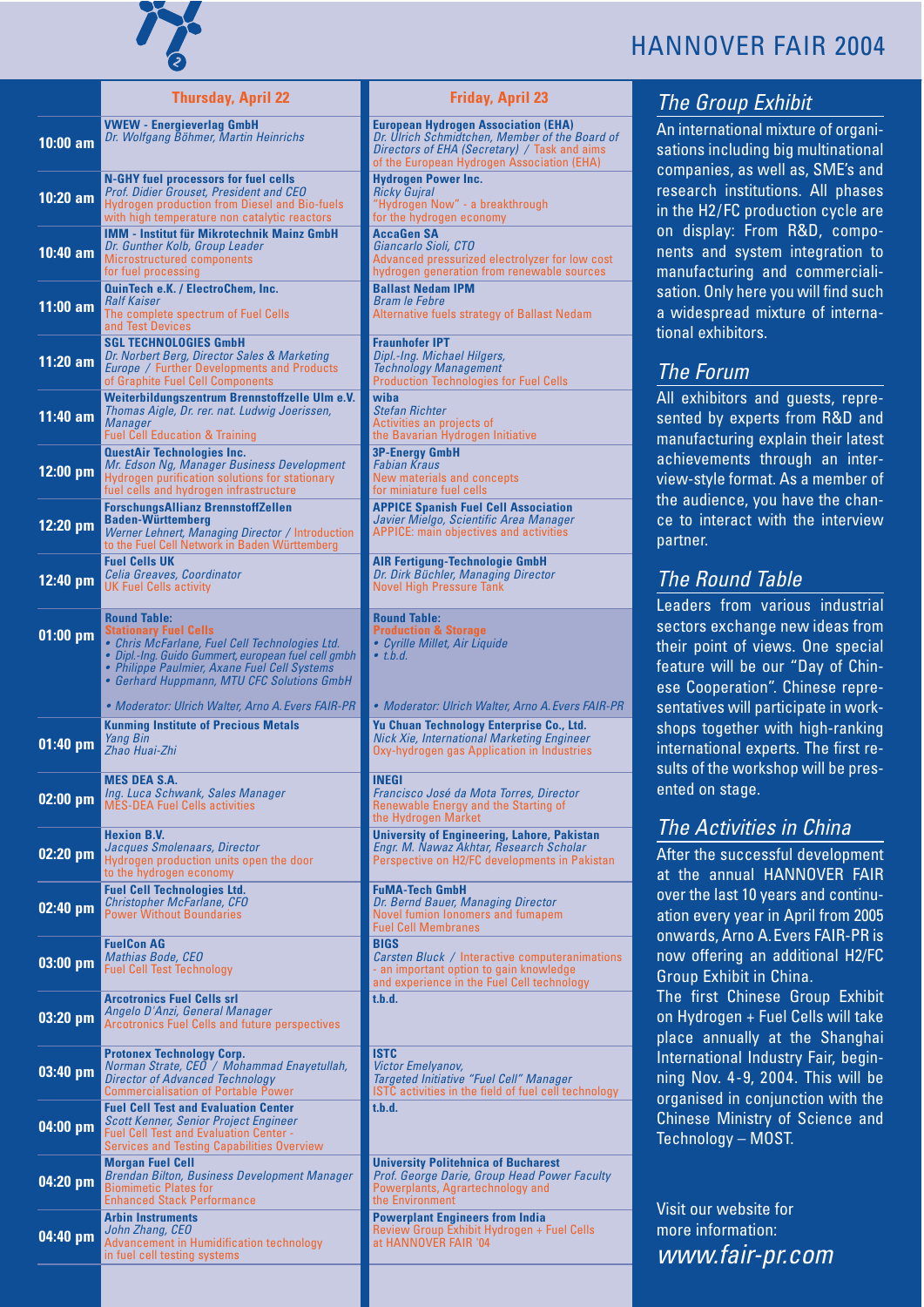# HANNOVER FAIR 2004

| | Thursday, April 22 | Friday, April 23 |
|---|---|---|
| 10:00 am | **VWEW - Energieverlag GmbH**<br>*Dr. Wolfgang Böhmer, Martin Heinrichs* | **European Hydrogen Association (EHA)**<br>*Dr. Ulrich Schmidtchen, Member of the Board of Directors of EHA (Secretary)* / Task and aims of the European Hydrogen Association (EHA) |
| 10:20 am | **N-GHY fuel processors for fuel cells**<br>*Prof. Didier Grouset, President and CEO*<br>Hydrogen production from Diesel and Bio-fuels with high temperature non catalytic reactors | **Hydrogen Power Inc.**<br>*Ricky Gujral*<br>"Hydrogen Now" - a breakthrough for the hydrogen economy |
| 10:40 am | **IMM - Institut für Mikrotechnik Mainz GmbH**<br>*Dr. Gunther Kolb, Group Leader*<br>Microstructured components for fuel processing | **AccaGen SA**<br>*Giancarlo Sioli, CTO*<br>Advanced pressurized electrolyzer for low cost hydrogen generation from renewable sources |
| 11:00 am | **QuinTech e.K. / ElectroChem, Inc.**<br>*Ralf Kaiser*<br>The complete spectrum of Fuel Cells and Test Devices | **Ballast Nedam IPM**<br>*Bram le Febre*<br>Alternative fuels strategy of Ballast Nedam |
| 11:20 am | **SGL TECHNOLOGIES GmbH**<br>*Dr. Norbert Berg, Director Sales & Marketing Europe* / Further Developments and Products of Graphite Fuel Cell Components | **Fraunhofer IPT**<br>*Dipl.-Ing. Michael Hilgers, Technology Management*<br>Production Technologies for Fuel Cells |
| 11:40 am | **Weiterbildungszentrum Brennstoffzelle Ulm e.V.**<br>*Thomas Aigle, Dr. rer. nat. Ludwig Joerissen, Manager*<br>Fuel Cell Education & Training | **wiba**<br>*Stefan Richter*<br>Activities an projects of the Bavarian Hydrogen Initiative |
| 12:00 pm | **QuestAir Technologies Inc.**<br>*Mr. Edson Ng, Manager Business Development*<br>Hydrogen purification solutions for stationary fuel cells and hydrogen infrastructure | **3P-Energy GmbH**<br>*Fabian Kraus*<br>New materials and concepts for miniature fuel cells |
| 12:20 pm | **ForschungsAllianz BrennstoffZellen Baden-Württemberg**<br>*Werner Lehnert, Managing Director* / Introduction to the Fuel Cell Network in Baden Württemberg | **APPICE Spanish Fuel Cell Association**<br>*Javier Mielgo, Scientific Area Manager*<br>APPICE: main objectives and activities |
| 12:40 pm | **Fuel Cells UK**<br>*Celia Greaves, Coordinator*<br>UK Fuel Cells activity | **AIR Fertigung-Technologie GmbH**<br>*Dr. Dirk Büchler, Managing Director*<br>Novel High Pressure Tank |
| 01:00 pm | **Round Table:**<br>**Stationary Fuel Cells**<br>• *Chris McFarlane, Fuel Cell Technologies Ltd.*<br>• *Dipl.-Ing. Guido Gummert, european fuel cell gmbh*<br>• *Philippe Paulmier, Axane Fuel Cell Systems*<br>• *Gerhard Huppmann, MTU CFC Solutions GmbH*<br>• *Moderator: Ulrich Walter, Arno A. Evers FAIR-PR* | **Round Table:**<br>**Production & Storage**<br>• *Cyrille Millet, Air Liquide*<br>• *t.b.d.*<br>• *Moderator: Ulrich Walter, Arno A. Evers FAIR-PR* |
| 01:40 pm | **Kunming Institute of Precious Metals**<br>*Yang Bin*<br>*Zhao Huai-Zhi* | **Yu Chuan Technology Enterprise Co., Ltd.**<br>*Nick Xie, International Marketing Engineer*<br>Oxy-hydrogen gas Application in Industries |
| 02:00 pm | **MES DEA S.A.**<br>*Ing. Luca Schwank, Sales Manager*<br>MES-DEA Fuel Cells activities | **INEGI**<br>*Francisco José da Mota Torres, Director*<br>Renewable Energy and the Starting of the Hydrogen Market |
| 02:20 pm | **Hexion B.V.**<br>*Jacques Smolenaars, Director*<br>Hydrogen production units open the door to the hydrogen economy | **University of Engineering, Lahore, Pakistan**<br>*Engr. M. Nawaz Akhtar, Research Scholar*<br>Perspective on H2/FC developments in Pakistan |
| 02:40 pm | **Fuel Cell Technologies Ltd.**<br>*Christopher McFarlane, CFO*<br>Power Without Boundaries | **FuMA-Tech GmbH**<br>*Dr. Bernd Bauer, Managing Director*<br>Novel fumion Ionomers and fumapem Fuel Cell Membranes |
| 03:00 pm | **FuelCon AG**<br>*Mathias Bode, CEO*<br>Fuel Cell Test Technology | **BIGS**<br>*Carsten Bluck* / Interactive computeranimations - an important option to gain knowledge and experience in the Fuel Cell technology |
| 03:20 pm | **Arcotronics Fuel Cells srl**<br>*Angelo D'Anzi, General Manager*<br>Arcotronics Fuel Cells and future perspectives | **t.b.d.** |
| 03:40 pm | **Protonex Technology Corp.**<br>*Norman Strate, CEO / Mohammad Enayetullah, Director of Advanced Technology*<br>Commercialisation of Portable Power | **ISTC**<br>*Victor Emelyanov, Targeted Initiative "Fuel Cell" Manager*<br>ISTC activities in the field of fuel cell technology |
| 04:00 pm | **Fuel Cell Test and Evaluation Center**<br>*Scott Kenner, Senior Project Engineer*<br>Fuel Cell Test and Evaluation Center - Services and Testing Capabilities Overview | **t.b.d.** |
| 04:20 pm | **Morgan Fuel Cell**<br>*Brendan Bilton, Business Development Manager*<br>Biomimetic Plates for Enhanced Stack Performance | **University Politehnica of Bucharest**<br>*Prof. George Darie, Group Head Power Faculty*<br>Powerplants, Agrartechnology and the Environment |
| 04:40 pm | **Arbin Instruments**<br>*John Zhang, CEO*<br>Advancement in Humidification technology in fuel cell testing systems | **Powerplant Engineers from India**<br>Review Group Exhibit Hydrogen + Fuel Cells at HANNOVER FAIR '04 |

## The Group Exhibit

An international mixture of organisations including big multinational companies, as well as, SME's and research institutions. All phases in the H2/FC production cycle are on display: From R&D, components and system integration to manufacturing and commercialisation. Only here you will find such a widespread mixture of international exhibitors.

## The Forum

All exhibitors and guests, represented by experts from R&D and manufacturing explain their latest achievements through an interview-style format. As a member of the audience, you have the chance to interact with the interview partner.

## The Round Table

Leaders from various industrial sectors exchange new ideas from their point of views. One special feature will be our "Day of Chinese Cooperation". Chinese representatives will participate in workshops together with high-ranking international experts. The first results of the workshop will be presented on stage.

## The Activities in China

After the successful development at the annual HANNOVER FAIR over the last 10 years and continuation every year in April from 2005 onwards, Arno A. Evers FAIR-PR is now offering an additional H2/FC Group Exhibit in China.

The first Chinese Group Exhibit on Hydrogen + Fuel Cells will take place annually at the Shanghai International Industry Fair, beginning Nov. 4-9, 2004. This will be organised in conjunction with the Chinese Ministry of Science and Technology – MOST.

Visit our website for more information:

*www.fair-pr.com*